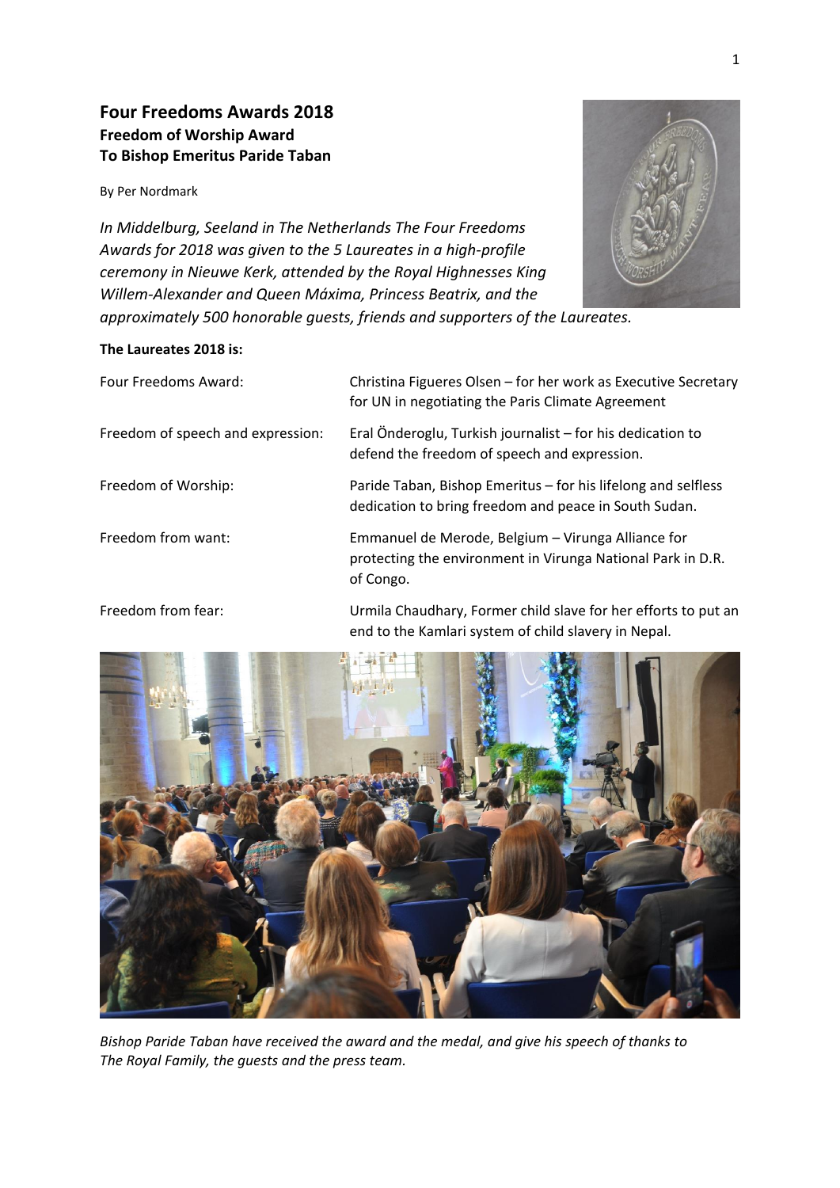# Four Freedoms Awards 2018

## Freedom of Worship Award
## To Bishop Emeritus Paride Taban

By Per Nordmark

*In Middelburg, Seeland in The Netherlands The Four Freedoms Awards for 2018 was given to the 5 Laureates in a high-profile ceremony in Nieuwe Kerk, attended by the Royal Highnesses King Willem-Alexander and Queen Máxima, Princess Beatrix, and the approximately 500 honorable guests, friends and supporters of the Laureates.*

**The Laureates 2018 is:**

| | |
|---|---|
| Four Freedoms Award: | Christina Figueres Olsen – for her work as Executive Secretary for UN in negotiating the Paris Climate Agreement |
| Freedom of speech and expression: | Eral Önderoglu, Turkish journalist – for his dedication to defend the freedom of speech and expression. |
| Freedom of Worship: | Paride Taban, Bishop Emeritus – for his lifelong and selfless dedication to bring freedom and peace in South Sudan. |
| Freedom from want: | Emmanuel de Merode, Belgium – Virunga Alliance for protecting the environment in Virunga National Park in D.R. of Congo. |
| Freedom from fear: | Urmila Chaudhary, Former child slave for her efforts to put an end to the Kamlari system of child slavery in Nepal. |

*Bishop Paride Taban have received the award and the medal, and give his speech of thanks to The Royal Family, the guests and the press team.*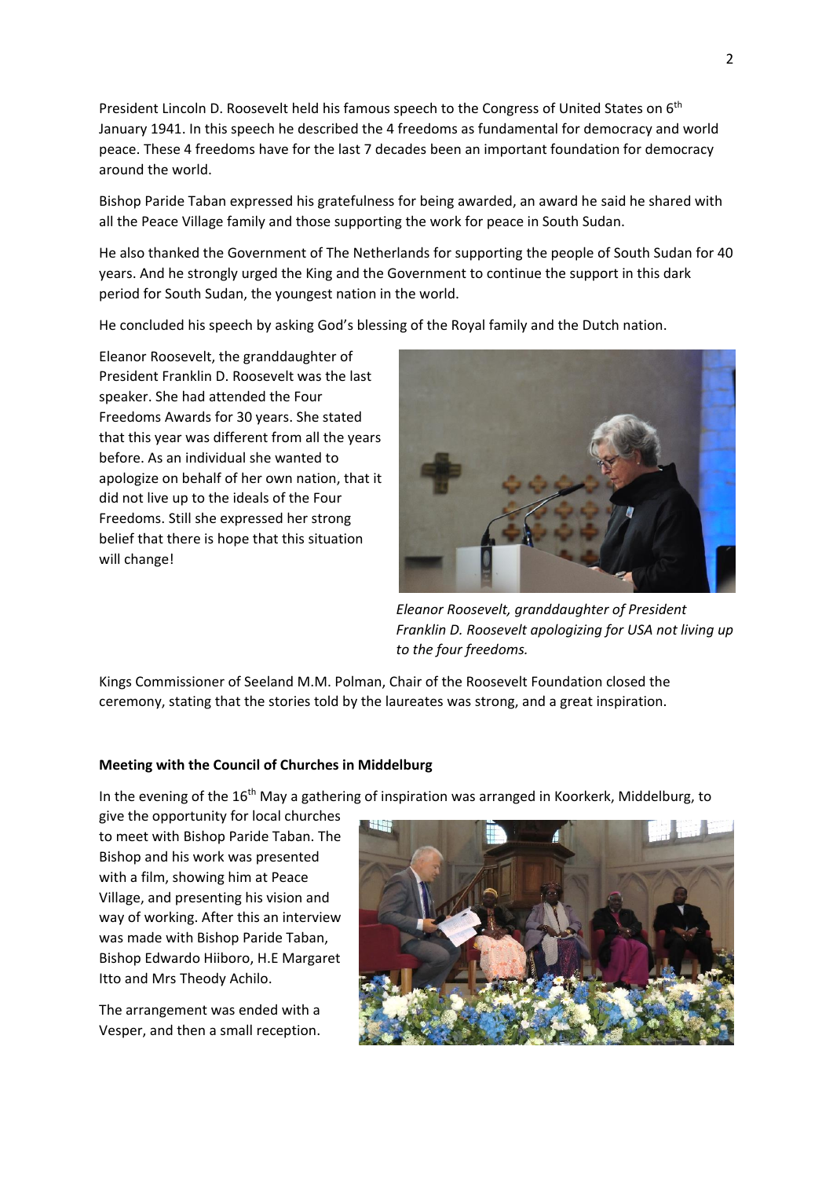President Lincoln D. Roosevelt held his famous speech to the Congress of United States on 6th January 1941. In this speech he described the 4 freedoms as fundamental for democracy and world peace. These 4 freedoms have for the last 7 decades been an important foundation for democracy around the world.

Bishop Paride Taban expressed his gratefulness for being awarded, an award he said he shared with all the Peace Village family and those supporting the work for peace in South Sudan.

He also thanked the Government of The Netherlands for supporting the people of South Sudan for 40 years. And he strongly urged the King and the Government to continue the support in this dark period for South Sudan, the youngest nation in the world.

He concluded his speech by asking God's blessing of the Royal family and the Dutch nation.

Eleanor Roosevelt, the granddaughter of President Franklin D. Roosevelt was the last speaker. She had attended the Four Freedoms Awards for 30 years. She stated that this year was different from all the years before. As an individual she wanted to apologize on behalf of her own nation, that it did not live up to the ideals of the Four Freedoms. Still she expressed her strong belief that there is hope that this situation will change!

*Eleanor Roosevelt, granddaughter of President Franklin D. Roosevelt apologizing for USA not living up to the four freedoms.*

Kings Commissioner of Seeland M.M. Polman, Chair of the Roosevelt Foundation closed the ceremony, stating that the stories told by the laureates was strong, and a great inspiration.

**Meeting with the Council of Churches in Middelburg**

In the evening of the 16th May a gathering of inspiration was arranged in Koorkerk, Middelburg, to give the opportunity for local churches to meet with Bishop Paride Taban. The Bishop and his work was presented with a film, showing him at Peace Village, and presenting his vision and way of working. After this an interview was made with Bishop Paride Taban, Bishop Edwardo Hiiboro, H.E Margaret Itto and Mrs Theody Achilo.

The arrangement was ended with a Vesper, and then a small reception.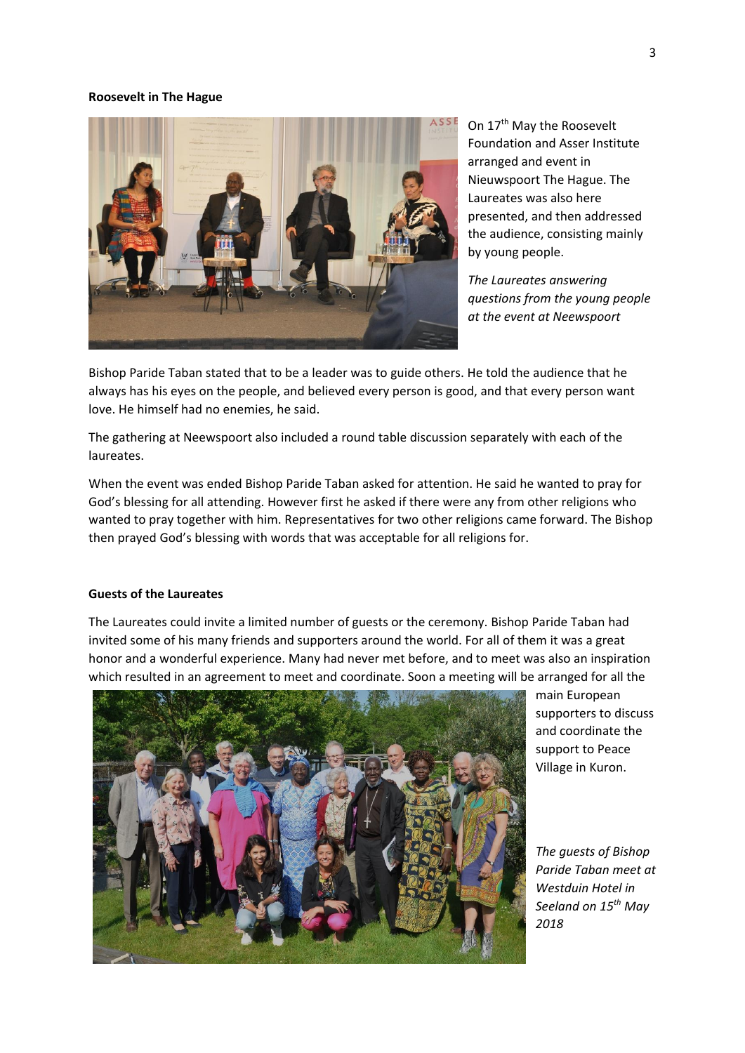**Roosevelt in The Hague**

On 17th May the Roosevelt Foundation and Asser Institute arranged and event in Nieuwspoort The Hague. The Laureates was also here presented, and then addressed the audience, consisting mainly by young people.

*The Laureates answering questions from the young people at the event at Newspoort*

Bishop Paride Taban stated that to be a leader was to guide others. He told the audience that he always has his eyes on the people, and believed every person is good, and that every person want love. He himself had no enemies, he said.

The gathering at Neewspoort also included a round table discussion separately with each of the laureates.

When the event was ended Bishop Paride Taban asked for attention. He said he wanted to pray for God's blessing for all attending. However first he asked if there were any from other religions who wanted to pray together with him. Representatives for two other religions came forward. The Bishop then prayed God's blessing with words that was acceptable for all religions for.

**Guests of the Laureates**

The Laureates could invite a limited number of guests or the ceremony. Bishop Paride Taban had invited some of his many friends and supporters around the world. For all of them it was a great honor and a wonderful experience. Many had never met before, and to meet was also an inspiration which resulted in an agreement to meet and coordinate. Soon a meeting will be arranged for all the main European supporters to discuss and coordinate the support to Peace Village in Kuron.

*The guests of Bishop Paride Taban meet at Westduin Hotel in Seeland on 15th May 2018*